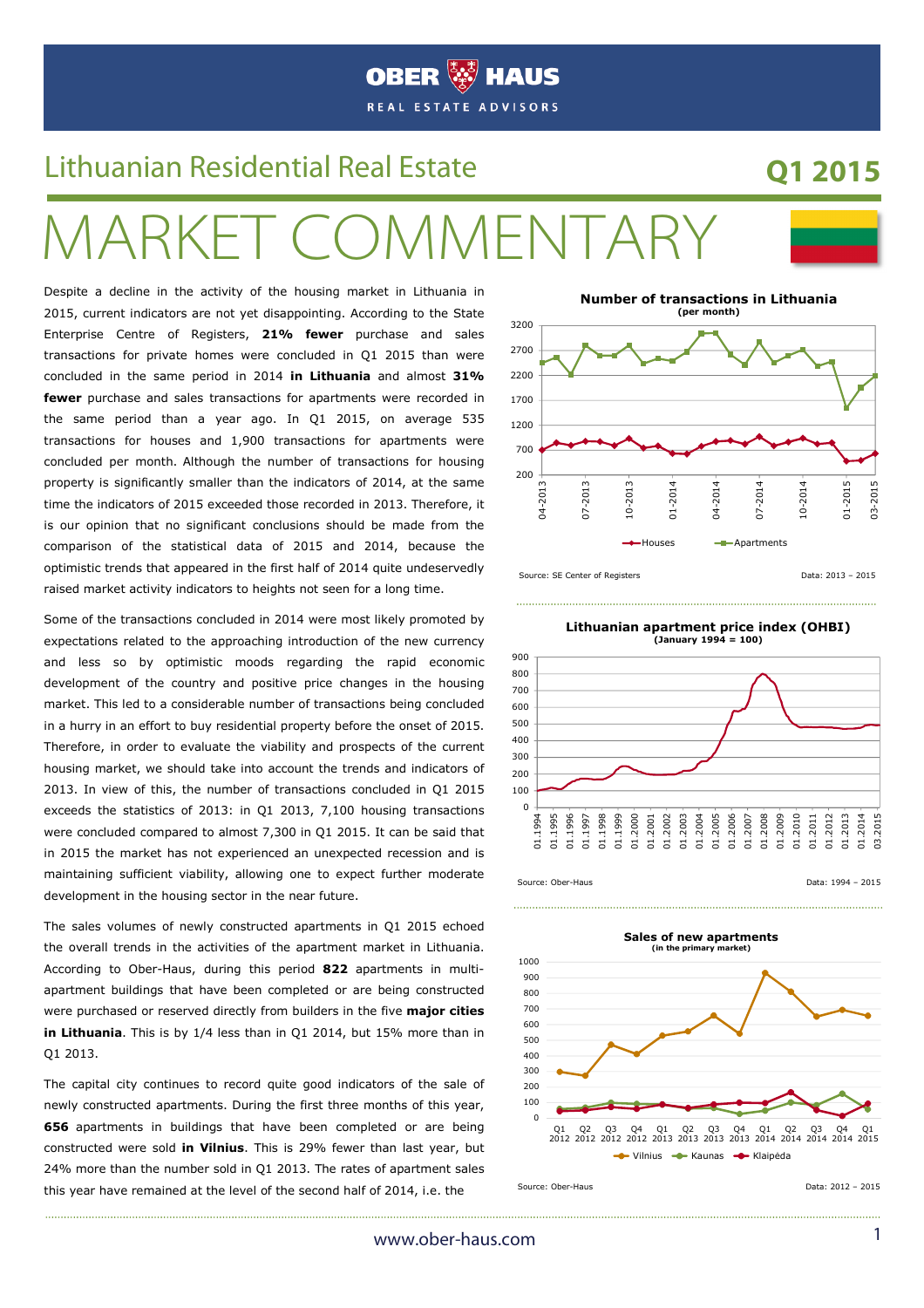# Lithuanian Residential Real Estate

## Q1 2015

# MARKET COMMENTARY

Despite a decline in the activity of the housing market in Lithuania in 2015, current indicators are not yet disappointing. According to the State Enterprise Centre of Registers, **21% fewer** purchase and sales transactions for private homes were concluded in Q1 2015 than were concluded in the same period in 2014 **in Lithuania** and almost **31% fewer** purchase and sales transactions for apartments were recorded in the same period than a year ago. In Q1 2015, on average 535 transactions for houses and 1,900 transactions for apartments were concluded per month. Although the number of transactions for housing property is significantly smaller than the indicators of 2014, at the same time the indicators of 2015 exceeded those recorded in 2013. Therefore, it is our opinion that no significant conclusions should be made from the comparison of the statistical data of 2015 and 2014, because the optimistic trends that appeared in the first half of 2014 quite undeservedly raised market activity indicators to heights not seen for a long time.

Some of the transactions concluded in 2014 were most likely promoted by expectations related to the approaching introduction of the new currency and less so by optimistic moods regarding the rapid economic development of the country and positive price changes in the housing market. This led to a considerable number of transactions being concluded in a hurry in an effort to buy residential property before the onset of 2015. Therefore, in order to evaluate the viability and prospects of the current housing market, we should take into account the trends and indicators of 2013. In view of this, the number of transactions concluded in Q1 2015 exceeds the statistics of 2013: in Q1 2013, 7,100 housing transactions were concluded compared to almost 7,300 in Q1 2015. It can be said that in 2015 the market has not experienced an unexpected recession and is maintaining sufficient viability, allowing one to expect further moderate development in the housing sector in the near future.

The sales volumes of newly constructed apartments in Q1 2015 echoed the overall trends in the activities of the apartment market in Lithuania. According to Ober-Haus, during this period **822** apartments in multi-apartment buildings that have been completed or are being constructed were purchased or reserved directly from builders in the five **major cities in Lithuania**. This is by 1/4 less than in Q1 2014, but 15% more than in Q1 2013.

The capital city continues to record quite good indicators of the sale of newly constructed apartments. During the first three months of this year, **656** apartments in buildings that have been completed or are being constructed were sold **in Vilnius**. This is 29% fewer than last year, but 24% more than the number sold in Q1 2013. The rates of apartment sales this year have remained at the level of the second half of 2014, i.e. the

**Number of transactions in Lithuania** (per month)

Source: SE Center of Registers — Data: 2013 – 2015

**Lithuanian apartment price index (OHBI)** (January 1994 = 100)

Source: Ober-Haus — Data: 1994 – 2015

**Sales of new apartments** (in the primary market)

Source: Ober-Haus — Data: 2012 – 2015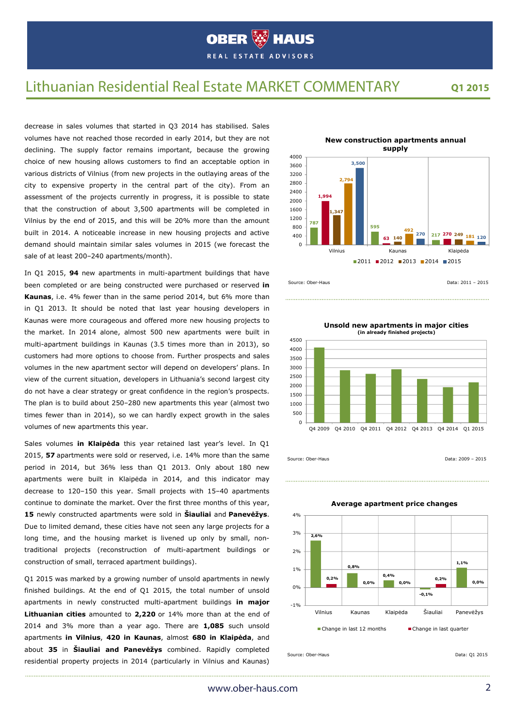decrease in sales volumes that started in Q3 2014 has stabilised. Sales volumes have not reached those recorded in early 2014, but they are not declining. The supply factor remains important, because the growing choice of new housing allows customers to find an acceptable option in various districts of Vilnius (from new projects in the outlaying areas of the city to expensive property in the central part of the city). From an assessment of the projects currently in progress, it is possible to state that the construction of about 3,500 apartments will be completed in Vilnius by the end of 2015, and this will be 20% more than the amount built in 2014. A noticeable increase in new housing projects and active demand should maintain similar sales volumes in 2015 (we forecast the sale of at least 200–240 apartments/month).

In Q1 2015, **94** new apartments in multi-apartment buildings that have been completed or are being constructed were purchased or reserved **in Kaunas**, i.e. 4% fewer than in the same period 2014, but 6% more than in Q1 2013. It should be noted that last year housing developers in Kaunas were more courageous and offered more new housing projects to the market. In 2014 alone, almost 500 new apartments were built in multi-apartment buildings in Kaunas (3.5 times more than in 2013), so customers had more options to choose from. Further prospects and sales volumes in the new apartment sector will depend on developers' plans. In view of the current situation, developers in Lithuania's second largest city do not have a clear strategy or great confidence in the region's prospects. The plan is to build about 250–280 new apartments this year (almost two times fewer than in 2014), so we can hardly expect growth in the sales volumes of new apartments this year.

Sales volumes **in Klaipėda** this year retained last year's level. In Q1 2015, **57** apartments were sold or reserved, i.e. 14% more than the same period in 2014, but 36% less than Q1 2013. Only about 180 new apartments were built in Klaipėda in 2014, and this indicator may decrease to 120–150 this year. Small projects with 15–40 apartments continue to dominate the market. Over the first three months of this year, **15** newly constructed apartments were sold in **Šiauliai** and **Panevėžys**. Due to limited demand, these cities have not seen any large projects for a long time, and the housing market is livened up only by small, non-traditional projects (reconstruction of multi-apartment buildings or construction of small, terraced apartment buildings).

Q1 2015 was marked by a growing number of unsold apartments in newly finished buildings. At the end of Q1 2015, the total number of unsold apartments in newly constructed multi-apartment buildings **in major Lithuanian cities** amounted to **2,220** or 14% more than at the end of 2014 and 3% more than a year ago. There are **1,085** such unsold apartments **in Vilnius**, **420 in Kaunas**, almost **680 in Klaipėda**, and about **35** in **Šiauliai and Panevėžys** combined. Rapidly completed residential property projects in 2014 (particularly in Vilnius and Kaunas)

**New construction apartments annual supply**

| | 2011 | 2012 | 2013 | 2014 | 2015 |
|---|---|---|---|---|---|
| Vilnius | 787 | 1,994 | 1,347 | 2,794 | 3,500 |
| Kaunas | 595 | 63 | 140 | 492 | 270 |
| Klaipėda | 217 | 270 | 249 | 181 | 120 |

Source: Ober-Haus — Data: 2011 – 2015

**Unsold new apartments in major cities** (in already finished projects)

Source: Ober-Haus — Data: 2009 – 2015

**Average apartment price changes**

| | Change in last 12 months | Change in last quarter |
|---|---|---|
| Vilnius | 2,6% | 0,2% |
| Kaunas | 0,8% | 0,0% |
| Klaipėda | 0,4% | 0,0% |
| Šiauliai | -0,1% | 0,2% |
| Panevėžys | 1,1% | 0,0% |

Source: Ober-Haus — Data: Q1 2015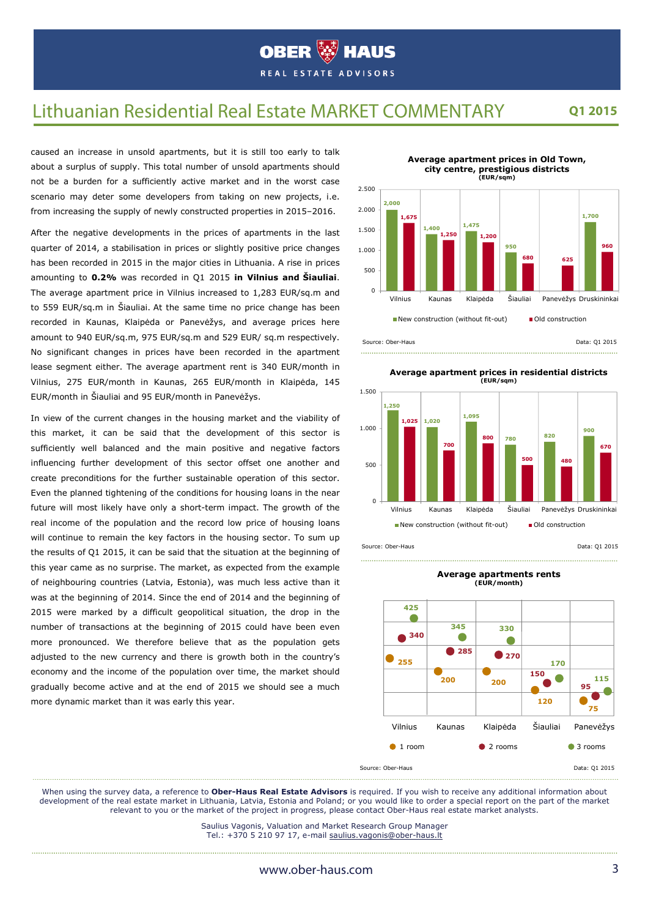caused an increase in unsold apartments, but it is still too early to talk about a surplus of supply. This total number of unsold apartments should not be a burden for a sufficiently active market and in the worst case scenario may deter some developers from taking on new projects, i.e. from increasing the supply of newly constructed properties in 2015–2016.

After the negative developments in the prices of apartments in the last quarter of 2014, a stabilisation in prices or slightly positive price changes has been recorded in 2015 in the major cities in Lithuania. A rise in prices amounting to **0.2%** was recorded in Q1 2015 **in Vilnius and Šiauliai**. The average apartment price in Vilnius increased to 1,283 EUR/sq.m and to 559 EUR/sq.m in Šiauliai. At the same time no price change has been recorded in Kaunas, Klaipėda or Panevėžys, and average prices here amount to 940 EUR/sq.m, 975 EUR/sq.m and 529 EUR/ sq.m respectively. No significant changes in prices have been recorded in the apartment lease segment either. The average apartment rent is 340 EUR/month in Vilnius, 275 EUR/month in Kaunas, 265 EUR/month in Klaipėda, 145 EUR/month in Šiauliai and 95 EUR/month in Panevėžys.

In view of the current changes in the housing market and the viability of this market, it can be said that the development of this sector is sufficiently well balanced and the main positive and negative factors influencing further development of this sector offset one another and create preconditions for the further sustainable operation of this sector. Even the planned tightening of the conditions for housing loans in the near future will most likely have only a short-term impact. The growth of the real income of the population and the record low price of housing loans will continue to remain the key factors in the housing sector. To sum up the results of Q1 2015, it can be said that the situation at the beginning of this year came as no surprise. The market, as expected from the example of neighbouring countries (Latvia, Estonia), was much less active than it was at the beginning of 2014. Since the end of 2014 and the beginning of 2015 were marked by a difficult geopolitical situation, the drop in the number of transactions at the beginning of 2015 could have been even more pronounced. We therefore believe that as the population gets adjusted to the new currency and there is growth both in the country's economy and the income of the population over time, the market should gradually become active and at the end of 2015 we should see a much more dynamic market than it was early this year.

**Average apartment prices in Old Town, city centre, prestigious districts**
(EUR/sqm)

2.500
2.000
1.500
1.000
500
0

Vilnius: 2,000; 1,675
Kaunas: 1,400; 1,250
Klaipėda: 1,475; 1,200
Šiauliai: 950; 680
Panevėžys: 625
Druskininkai: 1,700; 960

New construction (without fit-out) | Old construction

Source: Ober-Haus | Data: Q1 2015

**Average apartment prices in residential districts**
(EUR/sqm)

1.500
1.000
500
0

Vilnius: 1,250; 1,025
Kaunas: 1,020; 700
Klaipėda: 1,095; 800
Šiauliai: 780; 500
Panevėžys: 820; 480
Druskininkai: 900; 670

New construction (without fit-out) | Old construction

Source: Ober-Haus | Data: Q1 2015

**Average apartments rents**
(EUR/month)

Vilnius: 425; 340; 255
Kaunas: 345; 285; 200
Klaipėda: 330; 270; 200
Šiauliai: 170; 150; 120
Panevėžys: 115; 95; 75

1 room | 2 rooms | 3 rooms

Source: Ober-Haus | Data: Q1 2015

When using the survey data, a reference to **Ober-Haus Real Estate Advisors** is required. If you wish to receive any additional information about development of the real estate market in Lithuania, Latvia, Estonia and Poland; or you would like to order a special report on the part of the market relevant to you or the market of the project in progress, please contact Ober-Haus real estate market analysts.

Saulius Vagonis, Valuation and Market Research Group Manager
Tel.: +370 5 210 97 17, e-mail saulius.vagonis@ober-haus.lt